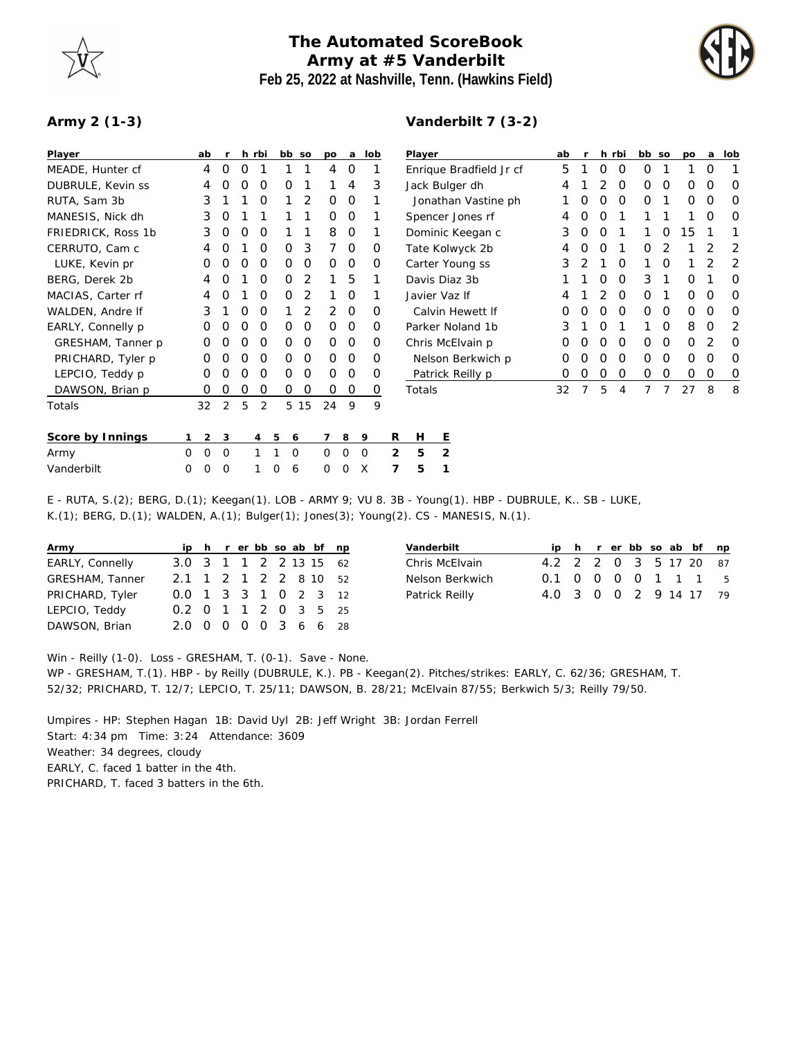# The Automated ScoreBook
## Army at #5 Vanderbilt
### Feb 25, 2022 at Nashville, Tenn. (Hawkins Field)

**Army 2 (1-3)**

| Player | ab | r | h | rbi | bb | so | po | a | lob |
|---|---|---|---|---|---|---|---|---|---|
| MEADE, Hunter cf | 4 | 0 | 0 | 1 | 1 | 1 | 4 | 0 | 1 |
| DUBRULE, Kevin ss | 4 | 0 | 0 | 0 | 0 | 1 | 1 | 4 | 3 |
| RUTA, Sam 3b | 3 | 1 | 1 | 0 | 1 | 2 | 0 | 0 | 1 |
| MANESIS, Nick dh | 3 | 0 | 1 | 1 | 1 | 1 | 0 | 0 | 1 |
| FRIEDRICK, Ross 1b | 3 | 0 | 0 | 0 | 1 | 1 | 8 | 0 | 1 |
| CERRUTO, Cam c | 4 | 0 | 1 | 0 | 0 | 3 | 7 | 0 | 0 |
| LUKE, Kevin pr | 0 | 0 | 0 | 0 | 0 | 0 | 0 | 0 | 0 |
| BERG, Derek 2b | 4 | 0 | 1 | 0 | 0 | 2 | 1 | 5 | 1 |
| MACIAS, Carter rf | 4 | 0 | 1 | 0 | 0 | 2 | 1 | 0 | 1 |
| WALDEN, Andre lf | 3 | 1 | 0 | 0 | 1 | 2 | 2 | 0 | 0 |
| EARLY, Connelly p | 0 | 0 | 0 | 0 | 0 | 0 | 0 | 0 | 0 |
| GRESHAM, Tanner p | 0 | 0 | 0 | 0 | 0 | 0 | 0 | 0 | 0 |
| PRICHARD, Tyler p | 0 | 0 | 0 | 0 | 0 | 0 | 0 | 0 | 0 |
| LEPCIO, Teddy p | 0 | 0 | 0 | 0 | 0 | 0 | 0 | 0 | 0 |
| DAWSON, Brian p | 0 | 0 | 0 | 0 | 0 | 0 | 0 | 0 | 0 |
| Totals | 32 | 2 | 5 | 2 | 5 | 15 | 24 | 9 | 9 |

**Vanderbilt 7 (3-2)**

| Player | ab | r | h | rbi | bb | so | po | a | lob |
|---|---|---|---|---|---|---|---|---|---|
| Enrique Bradfield Jr cf | 5 | 1 | 0 | 0 | 0 | 1 | 1 | 0 | 1 |
| Jack Bulger dh | 4 | 1 | 2 | 0 | 0 | 0 | 0 | 0 | 0 |
| Jonathan Vastine ph | 1 | 0 | 0 | 0 | 0 | 1 | 0 | 0 | 0 |
| Spencer Jones rf | 4 | 0 | 0 | 1 | 1 | 1 | 1 | 0 | 0 |
| Dominic Keegan c | 3 | 0 | 0 | 1 | 1 | 0 | 15 | 1 | 1 |
| Tate Kolwyck 2b | 4 | 0 | 0 | 1 | 0 | 2 | 1 | 2 | 2 |
| Carter Young ss | 3 | 2 | 1 | 0 | 1 | 0 | 1 | 2 | 2 |
| Davis Diaz 3b | 1 | 1 | 0 | 0 | 3 | 1 | 0 | 1 | 0 |
| Javier Vaz lf | 4 | 1 | 2 | 0 | 0 | 1 | 0 | 0 | 0 |
| Calvin Hewett lf | 0 | 0 | 0 | 0 | 0 | 0 | 0 | 0 | 0 |
| Parker Noland 1b | 3 | 1 | 0 | 1 | 1 | 0 | 8 | 0 | 2 |
| Chris McElvain p | 0 | 0 | 0 | 0 | 0 | 0 | 0 | 2 | 0 |
| Nelson Berkwich p | 0 | 0 | 0 | 0 | 0 | 0 | 0 | 0 | 0 |
| Patrick Reilly p | 0 | 0 | 0 | 0 | 0 | 0 | 0 | 0 | 0 |
| Totals | 32 | 7 | 5 | 4 | 7 | 7 | 27 | 8 | 8 |

| Score by Innings | 1 | 2 | 3 | 4 | 5 | 6 | 7 | 8 | 9 | R | H | E |
|---|---|---|---|---|---|---|---|---|---|---|---|---|
| Army | 0 | 0 | 0 | 1 | 1 | 0 | 0 | 0 | 0 | 2 | 5 | 2 |
| Vanderbilt | 0 | 0 | 0 | 1 | 0 | 6 | 0 | 0 | X | 7 | 5 | 1 |

E - RUTA, S.(2); BERG, D.(1); Keegan(1). LOB - ARMY 9; VU 8. 3B - Young(1). HBP - DUBRULE, K.. SB - LUKE, K.(1); BERG, D.(1); WALDEN, A.(1); Bulger(1); Jones(3); Young(2). CS - MANESIS, N.(1).

| Army | ip | h | r | er | bb | so | ab | bf | np |
|---|---|---|---|---|---|---|---|---|---|
| EARLY, Connelly | 3.0 | 3 | 1 | 1 | 2 | 2 | 13 | 15 | 62 |
| GRESHAM, Tanner | 2.1 | 1 | 2 | 1 | 2 | 2 | 8 | 10 | 52 |
| PRICHARD, Tyler | 0.0 | 1 | 3 | 3 | 1 | 0 | 2 | 3 | 12 |
| LEPCIO, Teddy | 0.2 | 0 | 1 | 1 | 2 | 0 | 3 | 5 | 25 |
| DAWSON, Brian | 2.0 | 0 | 0 | 0 | 0 | 3 | 6 | 6 | 28 |

| Vanderbilt | ip | h | r | er | bb | so | ab | bf | np |
|---|---|---|---|---|---|---|---|---|---|
| Chris McElvain | 4.2 | 2 | 2 | 0 | 3 | 5 | 17 | 20 | 87 |
| Nelson Berkwich | 0.1 | 0 | 0 | 0 | 0 | 1 | 1 | 1 | 5 |
| Patrick Reilly | 4.0 | 3 | 0 | 0 | 2 | 9 | 14 | 17 | 79 |

Win - Reilly (1-0). Loss - GRESHAM, T. (0-1). Save - None.
WP - GRESHAM, T.(1). HBP - by Reilly (DUBRULE, K.). PB - Keegan(2). Pitches/strikes: EARLY, C. 62/36; GRESHAM, T. 52/32; PRICHARD, T. 12/7; LEPCIO, T. 25/11; DAWSON, B. 28/21; McElvain 87/55; Berkwich 5/3; Reilly 79/50.

Umpires - HP: Stephen Hagan 1B: David Uyl 2B: Jeff Wright 3B: Jordan Ferrell
Start: 4:34 pm Time: 3:24 Attendance: 3609
Weather: 34 degrees, cloudy
EARLY, C. faced 1 batter in the 4th.
PRICHARD, T. faced 3 batters in the 6th.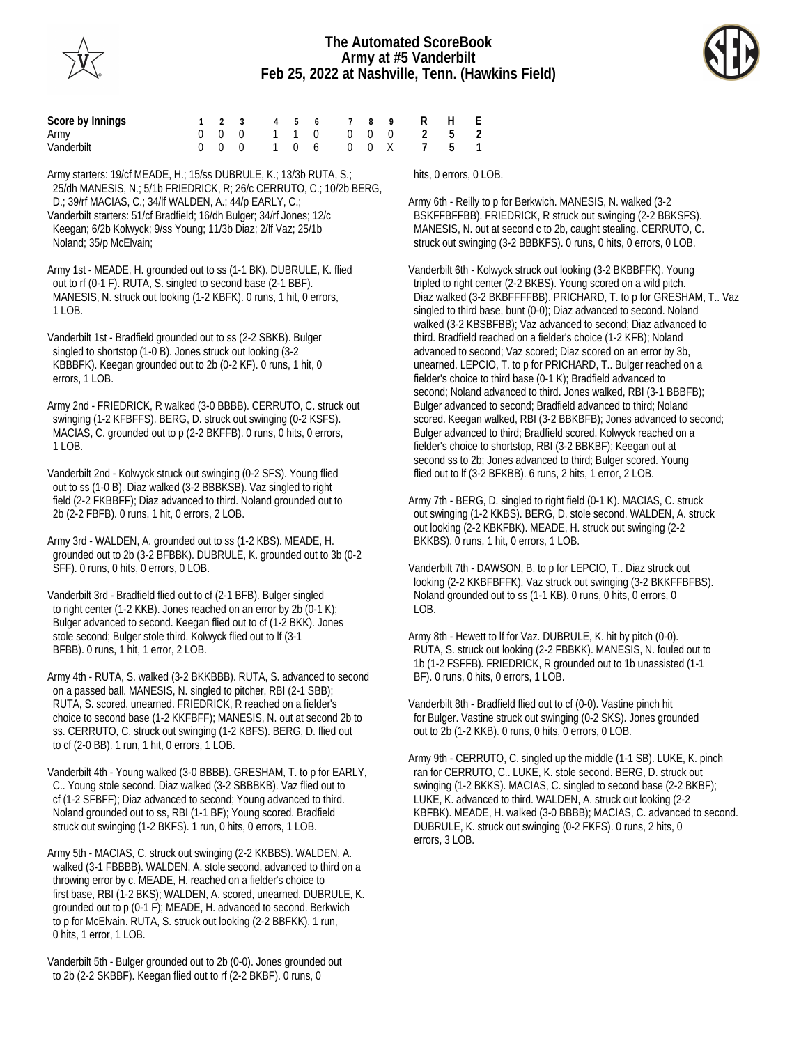# The Automated ScoreBook
## Army at #5 Vanderbilt
## Feb 25, 2022 at Nashville, Tenn. (Hawkins Field)

| Score by Innings | 1 | 2 | 3 | 4 | 5 | 6 | 7 | 8 | 9 | R | H | E |
|---|---|---|---|---|---|---|---|---|---|---|---|---|
| Army | 0 | 0 | 0 | 1 | 1 | 0 | 0 | 0 | 0 | 2 | 5 | 2 |
| Vanderbilt | 0 | 0 | 0 | 1 | 0 | 6 | 0 | 0 | X | 7 | 5 | 1 |

Army starters: 19/cf MEADE, H.; 15/ss DUBRULE, K.; 13/3b RUTA, S.; 25/dh MANESIS, N.; 5/1b FRIEDRICK, R; 26/c CERRUTO, C.; 10/2b BERG, D.; 39/rf MACIAS, C.; 34/lf WALDEN, A.; 44/p EARLY, C.;
Vanderbilt starters: 51/cf Bradfield; 16/dh Bulger; 34/rf Jones; 12/c Keegan; 6/2b Kolwyck; 9/ss Young; 11/3b Diaz; 2/lf Vaz; 25/1b Noland; 35/p McElvain;

Army 1st - MEADE, H. grounded out to ss (1-1 BK). DUBRULE, K. flied out to rf (0-1 F). RUTA, S. singled to second base (2-1 BBF). MANESIS, N. struck out looking (1-2 KBFK). 0 runs, 1 hit, 0 errors, 1 LOB.

Vanderbilt 1st - Bradfield grounded out to ss (2-2 SBKB). Bulger singled to shortstop (1-0 B). Jones struck out looking (3-2 KBBBFK). Keegan grounded out to 2b (0-2 KF). 0 runs, 1 hit, 0 errors, 1 LOB.

Army 2nd - FRIEDRICK, R walked (3-0 BBBB). CERRUTO, C. struck out swinging (1-2 KFBFFS). BERG, D. struck out swinging (0-2 KSFS). MACIAS, C. grounded out to p (2-2 BKFFB). 0 runs, 0 hits, 0 errors, 1 LOB.

Vanderbilt 2nd - Kolwyck struck out swinging (0-2 SFS). Young flied out to ss (1-0 B). Diaz walked (3-2 BBBKSB). Vaz singled to right field (2-2 FKBBFF); Diaz advanced to third. Noland grounded out to 2b (2-2 FBFB). 0 runs, 1 hit, 0 errors, 2 LOB.

Army 3rd - WALDEN, A. grounded out to ss (1-2 KBS). MEADE, H. grounded out to 2b (3-2 BFBBK). DUBRULE, K. grounded out to 3b (0-2 SFF). 0 runs, 0 hits, 0 errors, 0 LOB.

Vanderbilt 3rd - Bradfield flied out to cf (2-1 BFB). Bulger singled to right center (1-2 KKB). Jones reached on an error by 2b (0-1 K); Bulger advanced to second. Keegan flied out to cf (1-2 BKK). Jones stole second; Bulger stole third. Kolwyck flied out to lf (3-1 BFBB). 0 runs, 1 hit, 1 error, 2 LOB.

Army 4th - RUTA, S. walked (3-2 BKKBBB). RUTA, S. advanced to second on a passed ball. MANESIS, N. singled to pitcher, RBI (2-1 SBB); RUTA, S. scored, unearned. FRIEDRICK, R reached on a fielder's choice to second base (1-2 KKFBFF); MANESIS, N. out at second 2b to ss. CERRUTO, C. struck out swinging (1-2 KBFS). BERG, D. flied out to cf (2-0 BB). 1 run, 1 hit, 0 errors, 1 LOB.

Vanderbilt 4th - Young walked (3-0 BBBB). GRESHAM, T. to p for EARLY, C.. Young stole second. Diaz walked (3-2 SBBBKB). Vaz flied out to cf (1-2 SFBFF); Diaz advanced to second; Young advanced to third. Noland grounded out to ss, RBI (1-1 BF); Young scored. Bradfield struck out swinging (1-2 BKFS). 1 run, 0 hits, 0 errors, 1 LOB.

Army 5th - MACIAS, C. struck out swinging (2-2 KKBBS). WALDEN, A. walked (3-1 FBBBB). WALDEN, A. stole second, advanced to third on a throwing error by c. MEADE, H. reached on a fielder's choice to first base, RBI (1-2 BKS); WALDEN, A. scored, unearned. DUBRULE, K. grounded out to p (0-1 F); MEADE, H. advanced to second. Berkwich to p for McElvain. RUTA, S. struck out looking (2-2 BBFKK). 1 run, 0 hits, 1 error, 1 LOB.

Vanderbilt 5th - Bulger grounded out to 2b (0-0). Jones grounded out to 2b (2-2 SKBBF). Keegan flied out to rf (2-2 BKBF). 0 runs, 0 hits, 0 errors, 0 LOB.

Army 6th - Reilly to p for Berkwich. MANESIS, N. walked (3-2 BSKFFBFFBB). FRIEDRICK, R struck out swinging (2-2 BBKSFS). MANESIS, N. out at second c to 2b, caught stealing. CERRUTO, C. struck out swinging (3-2 BBBKFS). 0 runs, 0 hits, 0 errors, 0 LOB.

Vanderbilt 6th - Kolwyck struck out looking (3-2 BKBBFFK). Young tripled to right center (2-2 BKBS). Young scored on a wild pitch. Diaz walked (3-2 BKBFFFFBB). PRICHARD, T. to p for GRESHAM, T.. Vaz singled to third base, bunt (0-0); Diaz advanced to second. Noland walked (3-2 KBSBFBB); Vaz advanced to second; Diaz advanced to third. Bradfield reached on a fielder's choice (1-2 KFB); Noland advanced to second; Vaz scored; Diaz scored on an error by 3b, unearned. LEPCIO, T. to p for PRICHARD, T.. Bulger reached on a fielder's choice to third base (0-1 K); Bradfield advanced to second; Noland advanced to third. Jones walked, RBI (3-1 BBBFB); Bulger advanced to second; Bradfield advanced to third; Noland scored. Keegan walked, RBI (3-2 BBKBFB); Jones advanced to second; Bulger advanced to third; Bradfield scored. Kolwyck reached on a fielder's choice to shortstop, RBI (3-2 BBKBF); Keegan out at second ss to 2b; Jones advanced to third; Bulger scored. Young flied out to lf (3-2 BFKBB). 6 runs, 2 hits, 1 error, 2 LOB.

Army 7th - BERG, D. singled to right field (0-1 K). MACIAS, C. struck out swinging (1-2 KKBS). BERG, D. stole second. WALDEN, A. struck out looking (2-2 KBKFBK). MEADE, H. struck out swinging (2-2 BKKBS). 0 runs, 1 hit, 0 errors, 1 LOB.

Vanderbilt 7th - DAWSON, B. to p for LEPCIO, T.. Diaz struck out looking (2-2 KKBFBFFK). Vaz struck out swinging (3-2 BKKFFBFBS). Noland grounded out to ss (1-1 KB). 0 runs, 0 hits, 0 errors, 0 LOB.

Army 8th - Hewett to lf for Vaz. DUBRULE, K. hit by pitch (0-0). RUTA, S. struck out looking (2-2 FBBKK). MANESIS, N. fouled out to 1b (1-2 FSFFB). FRIEDRICK, R grounded out to 1b unassisted (1-1 BF). 0 runs, 0 hits, 0 errors, 1 LOB.

Vanderbilt 8th - Bradfield flied out to cf (0-0). Vastine pinch hit for Bulger. Vastine struck out swinging (0-2 SKS). Jones grounded out to 2b (1-2 KKB). 0 runs, 0 hits, 0 errors, 0 LOB.

Army 9th - CERRUTO, C. singled up the middle (1-1 SB). LUKE, K. pinch ran for CERRUTO, C.. LUKE, K. stole second. BERG, D. struck out swinging (1-2 BKKS). MACIAS, C. singled to second base (2-2 BKBF); LUKE, K. advanced to third. WALDEN, A. struck out looking (2-2 KBFBK). MEADE, H. walked (3-0 BBBB); MACIAS, C. advanced to second. DUBRULE, K. struck out swinging (0-2 FKFS). 0 runs, 2 hits, 0 errors, 3 LOB.